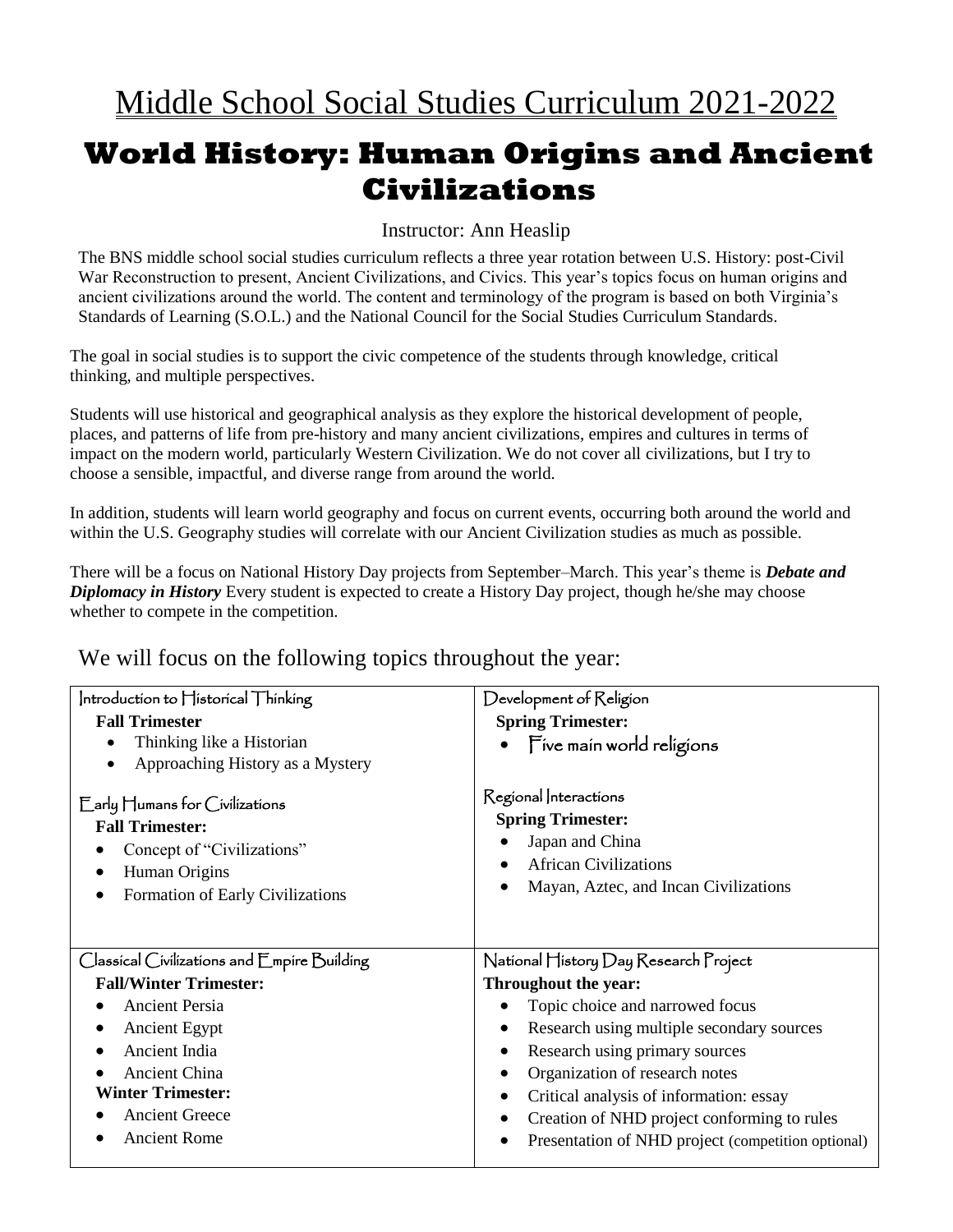# Middle School Social Studies Curriculum 2021-2022

# World History: Human Origins and Ancient Civilizations

Instructor: Ann Heaslip

The BNS middle school social studies curriculum reflects a three year rotation between U.S. History: post-Civil War Reconstruction to present, Ancient Civilizations, and Civics. This year's topics focus on human origins and ancient civilizations around the world. The content and terminology of the program is based on both Virginia's Standards of Learning (S.O.L.) and the National Council for the Social Studies Curriculum Standards.

The goal in social studies is to support the civic competence of the students through knowledge, critical thinking, and multiple perspectives.

Students will use historical and geographical analysis as they explore the historical development of people, places, and patterns of life from pre-history and many ancient civilizations, empires and cultures in terms of impact on the modern world, particularly Western Civilization. We do not cover all civilizations, but I try to choose a sensible, impactful, and diverse range from around the world.

In addition, students will learn world geography and focus on current events, occurring both around the world and within the U.S. Geography studies will correlate with our Ancient Civilization studies as much as possible.

There will be a focus on National History Day projects from September–March. This year's theme is ***Debate and Diplomacy in History*** Every student is expected to create a History Day project, though he/she may choose whether to compete in the competition.

## We will focus on the following topics throughout the year:

| | |
|---|---|
| Introduction to Historical Thinking<br>**Fall Trimester**<br>• Thinking like a Historian<br>• Approaching History as a Mystery<br><br>Early Humans for Civilizations<br>**Fall Trimester:**<br>• Concept of "Civilizations"<br>• Human Origins<br>• Formation of Early Civilizations | Development of Religion<br>**Spring Trimester:**<br>• Five main world religions<br><br>Regional Interactions<br>**Spring Trimester:**<br>• Japan and China<br>• African Civilizations<br>• Mayan, Aztec, and Incan Civilizations |
| Classical Civilizations and Empire Building<br>**Fall/Winter Trimester:**<br>• Ancient Persia<br>• Ancient Egypt<br>• Ancient India<br>• Ancient China<br>**Winter Trimester:**<br>• Ancient Greece<br>• Ancient Rome | National History Day Research Project<br>**Throughout the year:**<br>• Topic choice and narrowed focus<br>• Research using multiple secondary sources<br>• Research using primary sources<br>• Organization of research notes<br>• Critical analysis of information: essay<br>• Creation of NHD project conforming to rules<br>• Presentation of NHD project (competition optional) |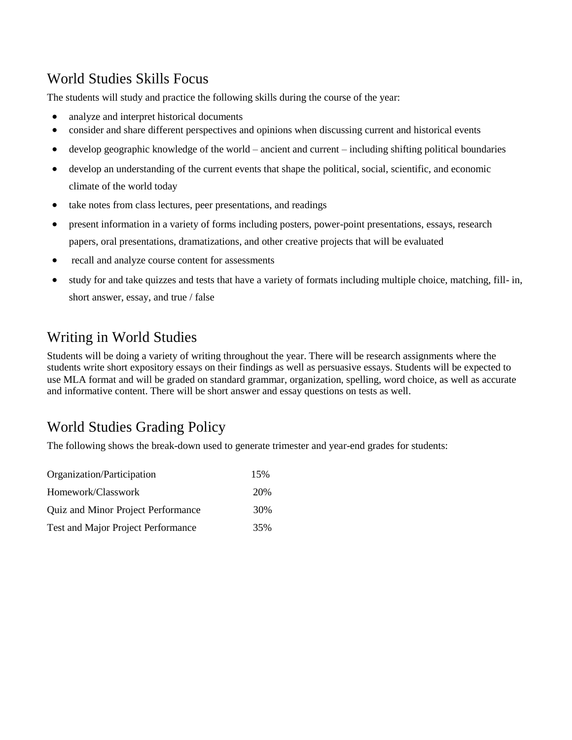## World Studies Skills Focus

The students will study and practice the following skills during the course of the year:

- analyze and interpret historical documents
- consider and share different perspectives and opinions when discussing current and historical events
- develop geographic knowledge of the world – ancient and current – including shifting political boundaries
- develop an understanding of the current events that shape the political, social, scientific, and economic climate of the world today
- take notes from class lectures, peer presentations, and readings
- present information in a variety of forms including posters, power-point presentations, essays, research papers, oral presentations, dramatizations, and other creative projects that will be evaluated
- recall and analyze course content for assessments
- study for and take quizzes and tests that have a variety of formats including multiple choice, matching, fill- in, short answer, essay, and true / false

## Writing in World Studies

Students will be doing a variety of writing throughout the year. There will be research assignments where the students write short expository essays on their findings as well as persuasive essays. Students will be expected to use MLA format and will be graded on standard grammar, organization, spelling, word choice, as well as accurate and informative content. There will be short answer and essay questions on tests as well.

## World Studies Grading Policy

The following shows the break-down used to generate trimester and year-end grades for students:

| | |
|---|---|
| Organization/Participation | 15% |
| Homework/Classwork | 20% |
| Quiz and Minor Project Performance | 30% |
| Test and Major Project Performance | 35% |